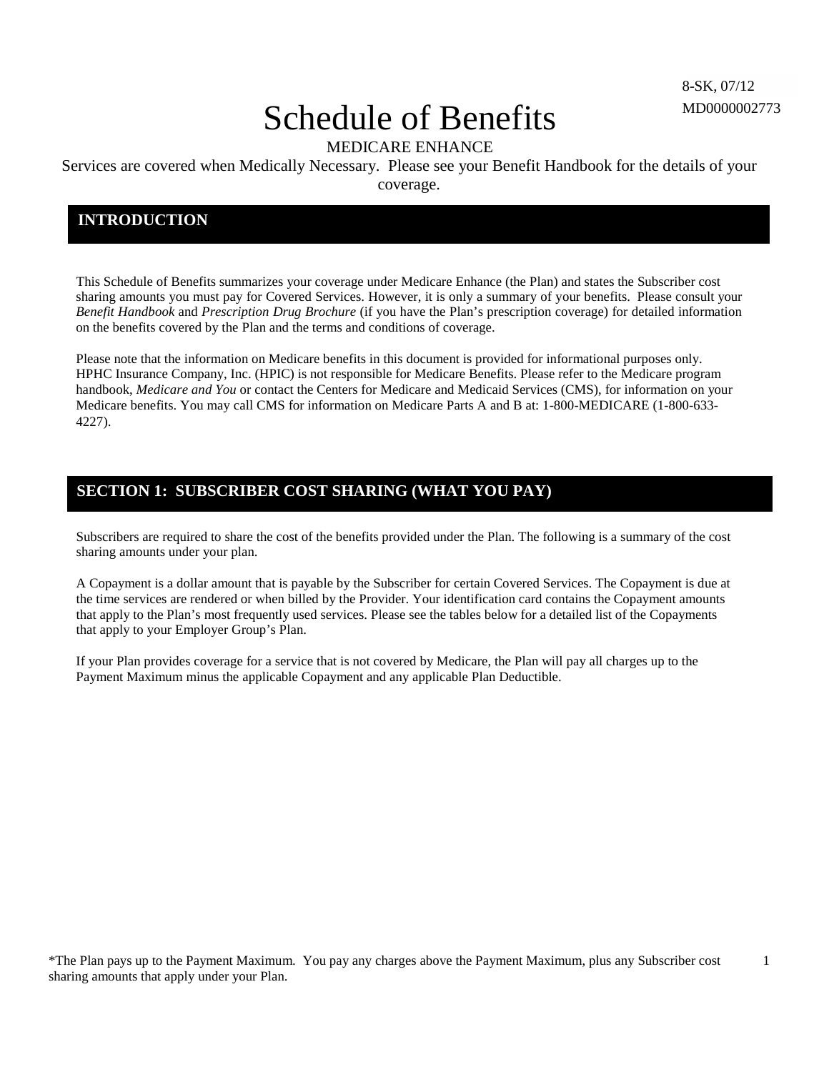8-SK, 07/12
MD0000002773

# Schedule of Benefits

MEDICARE ENHANCE

Services are covered when Medically Necessary. Please see your Benefit Handbook for the details of your coverage.

## INTRODUCTION

This Schedule of Benefits summarizes your coverage under Medicare Enhance (the Plan) and states the Subscriber cost sharing amounts you must pay for Covered Services. However, it is only a summary of your benefits. Please consult your *Benefit Handbook* and *Prescription Drug Brochure* (if you have the Plan's prescription coverage) for detailed information on the benefits covered by the Plan and the terms and conditions of coverage.

Please note that the information on Medicare benefits in this document is provided for informational purposes only. HPHC Insurance Company, Inc. (HPIC) is not responsible for Medicare Benefits. Please refer to the Medicare program handbook, *Medicare and You* or contact the Centers for Medicare and Medicaid Services (CMS), for information on your Medicare benefits. You may call CMS for information on Medicare Parts A and B at: 1-800-MEDICARE (1-800-633-4227).

## SECTION 1: SUBSCRIBER COST SHARING (WHAT YOU PAY)

Subscribers are required to share the cost of the benefits provided under the Plan. The following is a summary of the cost sharing amounts under your plan.

A Copayment is a dollar amount that is payable by the Subscriber for certain Covered Services. The Copayment is due at the time services are rendered or when billed by the Provider. Your identification card contains the Copayment amounts that apply to the Plan's most frequently used services. Please see the tables below for a detailed list of the Copayments that apply to your Employer Group's Plan.

If your Plan provides coverage for a service that is not covered by Medicare, the Plan will pay all charges up to the Payment Maximum minus the applicable Copayment and any applicable Plan Deductible.

*The Plan pays up to the Payment Maximum. You pay any charges above the Payment Maximum, plus any Subscriber cost sharing amounts that apply under your Plan.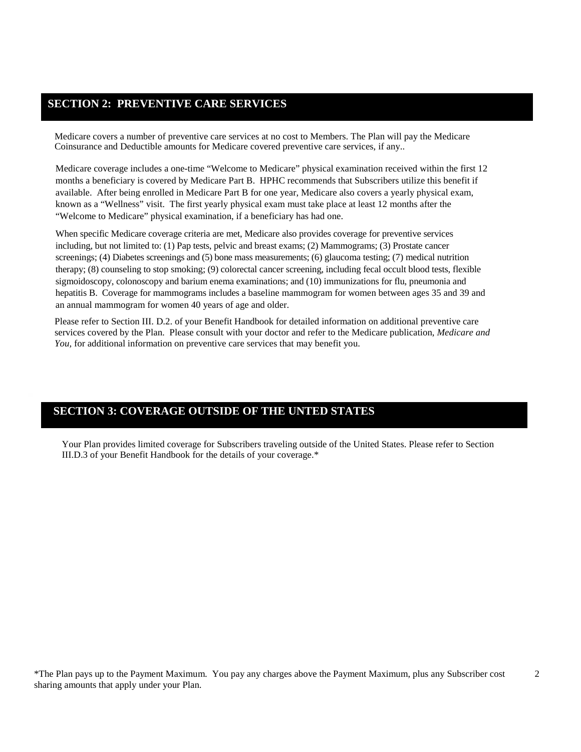## SECTION 2: PREVENTIVE CARE SERVICES

Medicare covers a number of preventive care services at no cost to Members. The Plan will pay the Medicare Coinsurance and Deductible amounts for Medicare covered preventive care services, if any..

Medicare coverage includes a one-time "Welcome to Medicare" physical examination received within the first 12 months a beneficiary is covered by Medicare Part B. HPHC recommends that Subscribers utilize this benefit if available. After being enrolled in Medicare Part B for one year, Medicare also covers a yearly physical exam, known as a "Wellness" visit. The first yearly physical exam must take place at least 12 months after the "Welcome to Medicare" physical examination, if a beneficiary has had one.

When specific Medicare coverage criteria are met, Medicare also provides coverage for preventive services including, but not limited to: (1) Pap tests, pelvic and breast exams; (2) Mammograms; (3) Prostate cancer screenings; (4) Diabetes screenings and (5) bone mass measurements; (6) glaucoma testing; (7) medical nutrition therapy; (8) counseling to stop smoking; (9) colorectal cancer screening, including fecal occult blood tests, flexible sigmoidoscopy, colonoscopy and barium enema examinations; and (10) immunizations for flu, pneumonia and hepatitis B. Coverage for mammograms includes a baseline mammogram for women between ages 35 and 39 and an annual mammogram for women 40 years of age and older.

Please refer to Section III. D.2. of your Benefit Handbook for detailed information on additional preventive care services covered by the Plan. Please consult with your doctor and refer to the Medicare publication, *Medicare and You,* for additional information on preventive care services that may benefit you.

## SECTION 3: COVERAGE OUTSIDE OF THE UNTED STATES

Your Plan provides limited coverage for Subscribers traveling outside of the United States. Please refer to Section III.D.3 of your Benefit Handbook for the details of your coverage.*

*The Plan pays up to the Payment Maximum. You pay any charges above the Payment Maximum, plus any Subscriber cost sharing amounts that apply under your Plan.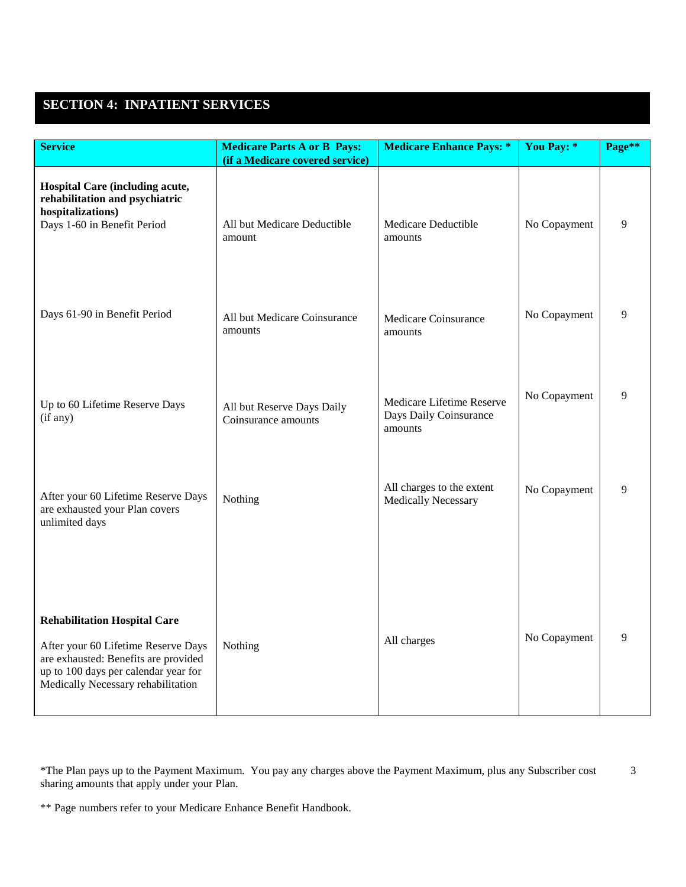## SECTION 4: INPATIENT SERVICES

| Service | Medicare Parts A or B Pays: (if a Medicare covered service) | Medicare Enhance Pays: * | You Pay: * | Page** |
|---|---|---|---|---|
| **Hospital Care (including acute, rehabilitation and psychiatric hospitalizations)** Days 1-60 in Benefit Period | All but Medicare Deductible amount | Medicare Deductible amounts | No Copayment | 9 |
| Days 61-90 in Benefit Period | All but Medicare Coinsurance amounts | Medicare Coinsurance amounts | No Copayment | 9 |
| Up to 60 Lifetime Reserve Days (if any) | All but Reserve Days Daily Coinsurance amounts | Medicare Lifetime Reserve Days Daily Coinsurance amounts | No Copayment | 9 |
| After your 60 Lifetime Reserve Days are exhausted your Plan covers unlimited days | Nothing | All charges to the extent Medically Necessary | No Copayment | 9 |
| **Rehabilitation Hospital Care** After your 60 Lifetime Reserve Days are exhausted: Benefits are provided up to 100 days per calendar year for Medically Necessary rehabilitation | Nothing | All charges | No Copayment | 9 |

*The Plan pays up to the Payment Maximum. You pay any charges above the Payment Maximum, plus any Subscriber cost sharing amounts that apply under your Plan.

** Page numbers refer to your Medicare Enhance Benefit Handbook.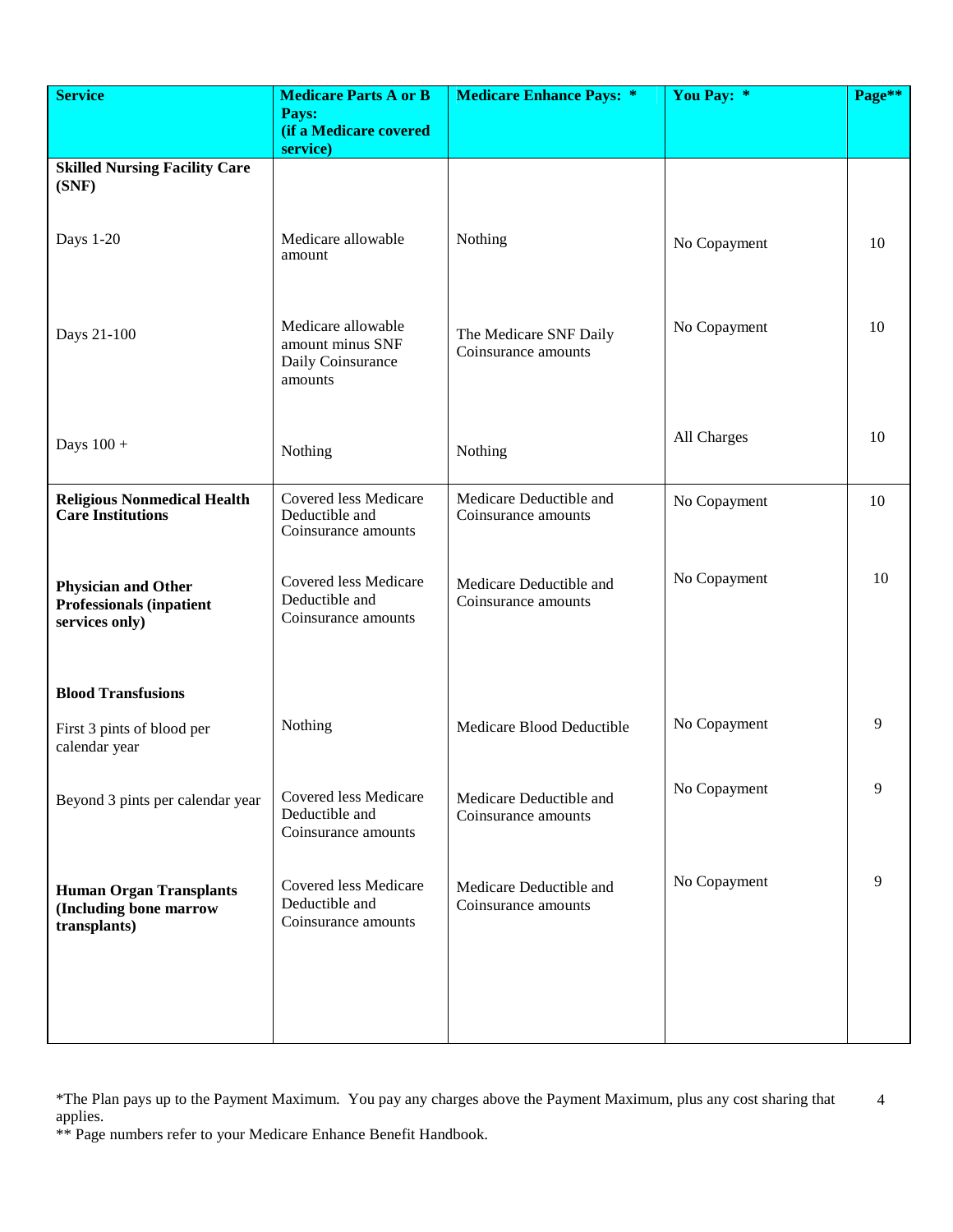| Service | Medicare Parts A or B Pays: (if a Medicare covered service) | Medicare Enhance Pays: * | You Pay: * | Page** |
|---|---|---|---|---|
| **Skilled Nursing Facility Care (SNF)** | | | | |
| Days 1-20 | Medicare allowable amount | Nothing | No Copayment | 10 |
| Days 21-100 | Medicare allowable amount minus SNF Daily Coinsurance amounts | The Medicare SNF Daily Coinsurance amounts | No Copayment | 10 |
| Days 100 + | Nothing | Nothing | All Charges | 10 |
| **Religious Nonmedical Health Care Institutions** | Covered less Medicare Deductible and Coinsurance amounts | Medicare Deductible and Coinsurance amounts | No Copayment | 10 |
| **Physician and Other Professionals (inpatient services only)** | Covered less Medicare Deductible and Coinsurance amounts | Medicare Deductible and Coinsurance amounts | No Copayment | 10 |
| **Blood Transfusions** | | | | |
| First 3 pints of blood per calendar year | Nothing | Medicare Blood Deductible | No Copayment | 9 |
| Beyond 3 pints per calendar year | Covered less Medicare Deductible and Coinsurance amounts | Medicare Deductible and Coinsurance amounts | No Copayment | 9 |
| **Human Organ Transplants (Including bone marrow transplants)** | Covered less Medicare Deductible and Coinsurance amounts | Medicare Deductible and Coinsurance amounts | No Copayment | 9 |

*The Plan pays up to the Payment Maximum. You pay any charges above the Payment Maximum, plus any cost sharing that applies.

** Page numbers refer to your Medicare Enhance Benefit Handbook.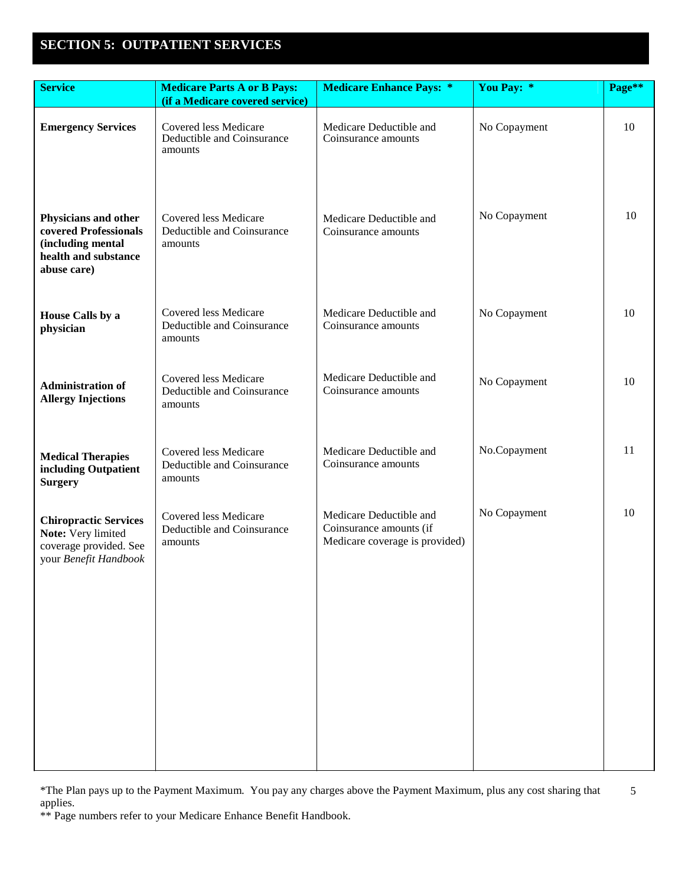## SECTION 5: OUTPATIENT SERVICES

| Service | Medicare Parts A or B Pays: (if a Medicare covered service) | Medicare Enhance Pays: * | You Pay: * | Page** |
|---|---|---|---|---|
| **Emergency Services** | Covered less Medicare Deductible and Coinsurance amounts | Medicare Deductible and Coinsurance amounts | No Copayment | 10 |
| **Physicians and other covered Professionals (including mental health and substance abuse care)** | Covered less Medicare Deductible and Coinsurance amounts | Medicare Deductible and Coinsurance amounts | No Copayment | 10 |
| **House Calls by a physician** | Covered less Medicare Deductible and Coinsurance amounts | Medicare Deductible and Coinsurance amounts | No Copayment | 10 |
| **Administration of Allergy Injections** | Covered less Medicare Deductible and Coinsurance amounts | Medicare Deductible and Coinsurance amounts | No Copayment | 10 |
| **Medical Therapies including Outpatient Surgery** | Covered less Medicare Deductible and Coinsurance amounts | Medicare Deductible and Coinsurance amounts | No.Copayment | 11 |
| **Chiropractic Services** **Note:** Very limited coverage provided. See your *Benefit Handbook* | Covered less Medicare Deductible and Coinsurance amounts | Medicare Deductible and Coinsurance amounts (if Medicare coverage is provided) | No Copayment | 10 |

*The Plan pays up to the Payment Maximum. You pay any charges above the Payment Maximum, plus any cost sharing that applies.

** Page numbers refer to your Medicare Enhance Benefit Handbook.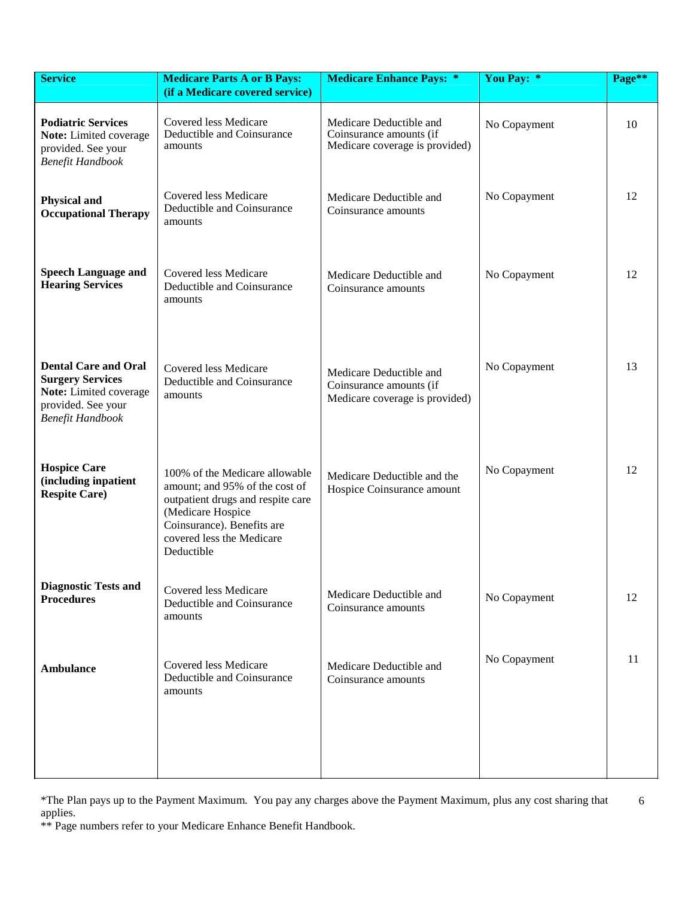| Service | Medicare Parts A or B Pays: (if a Medicare covered service) | Medicare Enhance Pays: * | You Pay: * | Page** |
|---|---|---|---|---|
| **Podiatric Services** **Note:** Limited coverage provided. See your *Benefit Handbook* | Covered less Medicare Deductible and Coinsurance amounts | Medicare Deductible and Coinsurance amounts (if Medicare coverage is provided) | No Copayment | 10 |
| **Physical and Occupational Therapy** | Covered less Medicare Deductible and Coinsurance amounts | Medicare Deductible and Coinsurance amounts | No Copayment | 12 |
| **Speech Language and Hearing Services** | Covered less Medicare Deductible and Coinsurance amounts | Medicare Deductible and Coinsurance amounts | No Copayment | 12 |
| **Dental Care and Oral Surgery Services** **Note:** Limited coverage provided. See your *Benefit Handbook* | Covered less Medicare Deductible and Coinsurance amounts | Medicare Deductible and Coinsurance amounts (if Medicare coverage is provided) | No Copayment | 13 |
| **Hospice Care (including inpatient Respite Care)** | 100% of the Medicare allowable amount; and 95% of the cost of outpatient drugs and respite care (Medicare Hospice Coinsurance). Benefits are covered less the Medicare Deductible | Medicare Deductible and the Hospice Coinsurance amount | No Copayment | 12 |
| **Diagnostic Tests and Procedures** | Covered less Medicare Deductible and Coinsurance amounts | Medicare Deductible and Coinsurance amounts | No Copayment | 12 |
| **Ambulance** | Covered less Medicare Deductible and Coinsurance amounts | Medicare Deductible and Coinsurance amounts | No Copayment | 11 |

*The Plan pays up to the Payment Maximum. You pay any charges above the Payment Maximum, plus any cost sharing that applies.

** Page numbers refer to your Medicare Enhance Benefit Handbook.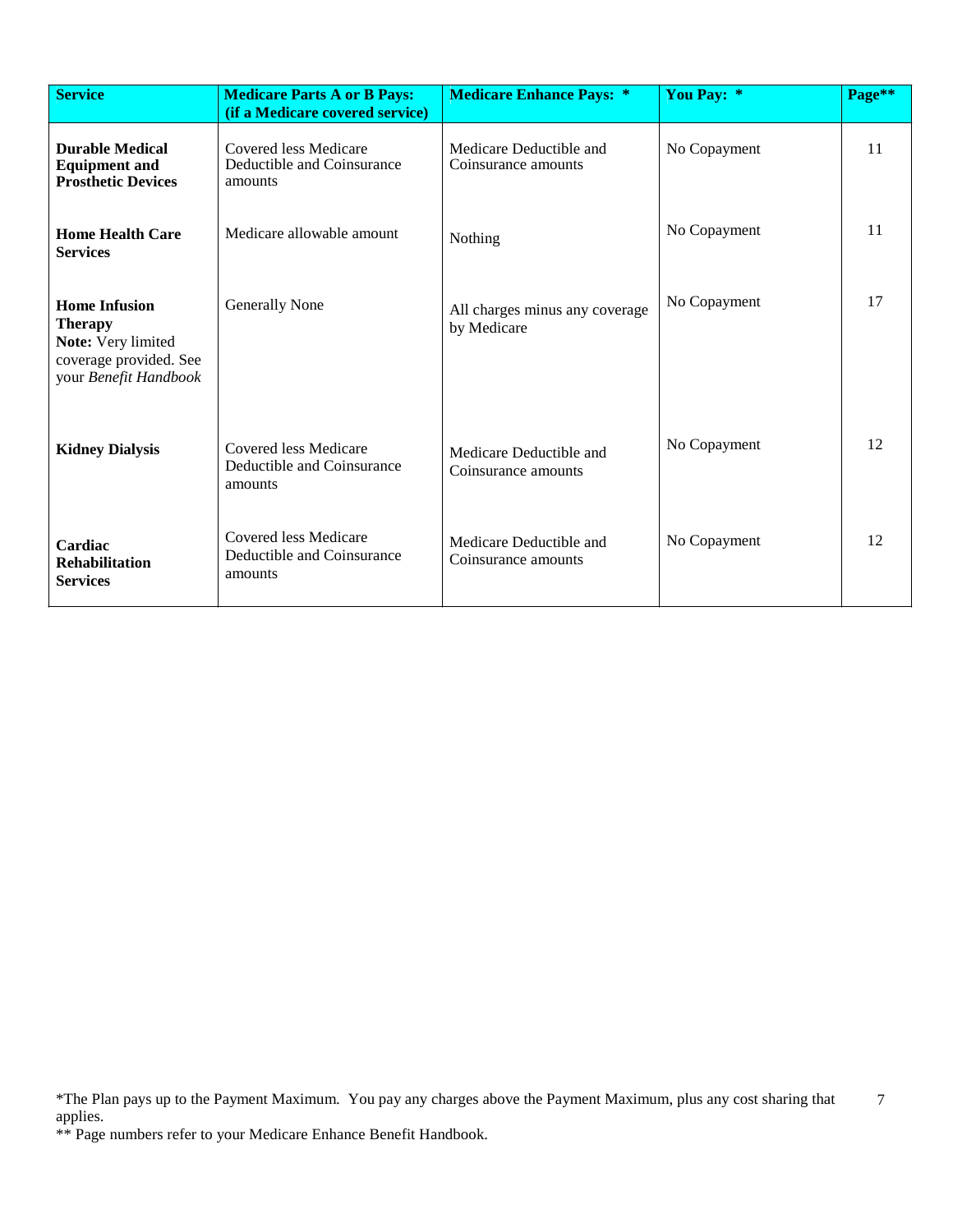| Service | Medicare Parts A or B Pays: (if a Medicare covered service) | Medicare Enhance Pays: * | You Pay: * | Page** |
|---|---|---|---|---|
| **Durable Medical Equipment and Prosthetic Devices** | Covered less Medicare Deductible and Coinsurance amounts | Medicare Deductible and Coinsurance amounts | No Copayment | 11 |
| **Home Health Care Services** | Medicare allowable amount | Nothing | No Copayment | 11 |
| **Home Infusion Therapy** **Note:** Very limited coverage provided. See your *Benefit Handbook* | Generally None | All charges minus any coverage by Medicare | No Copayment | 17 |
| **Kidney Dialysis** | Covered less Medicare Deductible and Coinsurance amounts | Medicare Deductible and Coinsurance amounts | No Copayment | 12 |
| **Cardiac Rehabilitation Services** | Covered less Medicare Deductible and Coinsurance amounts | Medicare Deductible and Coinsurance amounts | No Copayment | 12 |

*The Plan pays up to the Payment Maximum. You pay any charges above the Payment Maximum, plus any cost sharing that applies.

** Page numbers refer to your Medicare Enhance Benefit Handbook.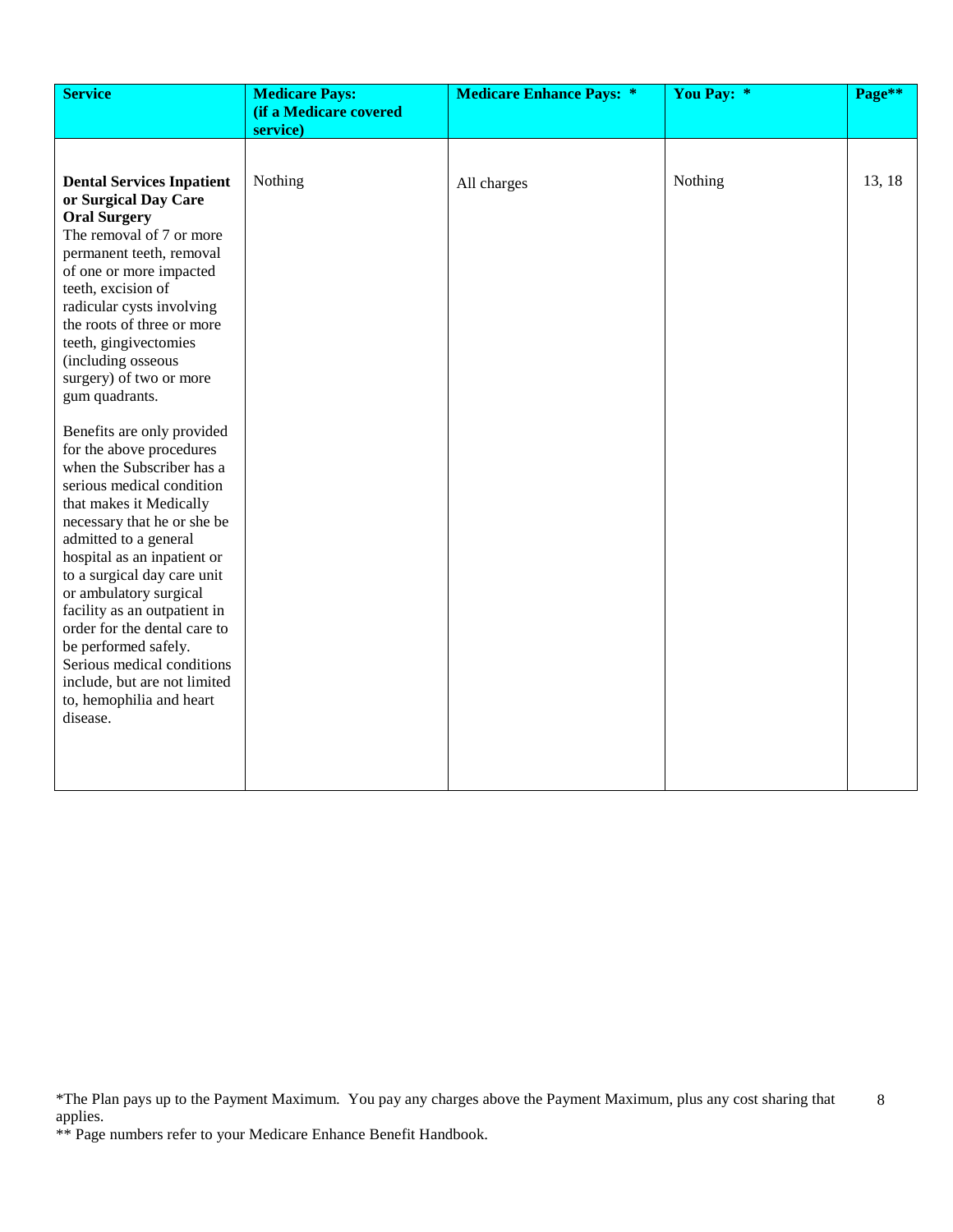| Service | Medicare Pays: (if a Medicare covered service) | Medicare Enhance Pays: * | You Pay: * | Page** |
|---|---|---|---|---|
| **Dental Services Inpatient or Surgical Day Care Oral Surgery**<br>The removal of 7 or more permanent teeth, removal of one or more impacted teeth, excision of radicular cysts involving the roots of three or more teeth, gingivectomies (including osseous surgery) of two or more gum quadrants.<br><br>Benefits are only provided for the above procedures when the Subscriber has a serious medical condition that makes it Medically necessary that he or she be admitted to a general hospital as an inpatient or to a surgical day care unit or ambulatory surgical facility as an outpatient in order for the dental care to be performed safely. Serious medical conditions include, but are not limited to, hemophilia and heart disease. | Nothing | All charges | Nothing | 13, 18 |

*The Plan pays up to the Payment Maximum. You pay any charges above the Payment Maximum, plus any cost sharing that applies.

** Page numbers refer to your Medicare Enhance Benefit Handbook.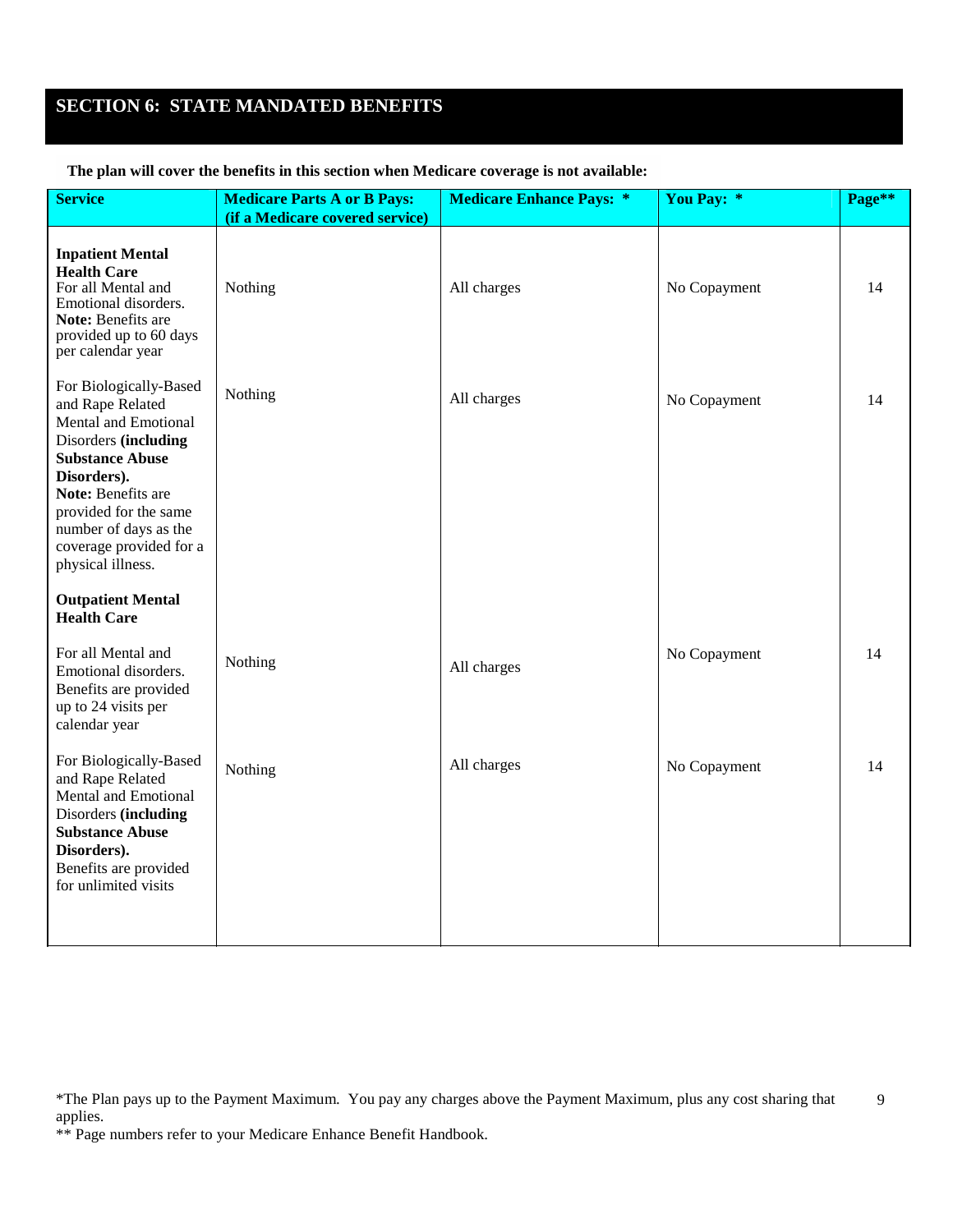# SECTION 6: STATE MANDATED BENEFITS

**The plan will cover the benefits in this section when Medicare coverage is not available:**

| Service | Medicare Parts A or B Pays: (if a Medicare covered service) | Medicare Enhance Pays: * | You Pay: * | Page** |
|---|---|---|---|---|
| **Inpatient Mental Health Care** For all Mental and Emotional disorders. **Note:** Benefits are provided up to 60 days per calendar year | Nothing | All charges | No Copayment | 14 |
| For Biologically-Based and Rape Related Mental and Emotional Disorders **(including Substance Abuse Disorders).** **Note:** Benefits are provided for the same number of days as the coverage provided for a physical illness. | Nothing | All charges | No Copayment | 14 |
| **Outpatient Mental Health Care** | | | | |
| For all Mental and Emotional disorders. Benefits are provided up to 24 visits per calendar year | Nothing | All charges | No Copayment | 14 |
| For Biologically-Based and Rape Related Mental and Emotional Disorders **(including Substance Abuse Disorders).** Benefits are provided for unlimited visits | Nothing | All charges | No Copayment | 14 |

*The Plan pays up to the Payment Maximum. You pay any charges above the Payment Maximum, plus any cost sharing that applies.

** Page numbers refer to your Medicare Enhance Benefit Handbook.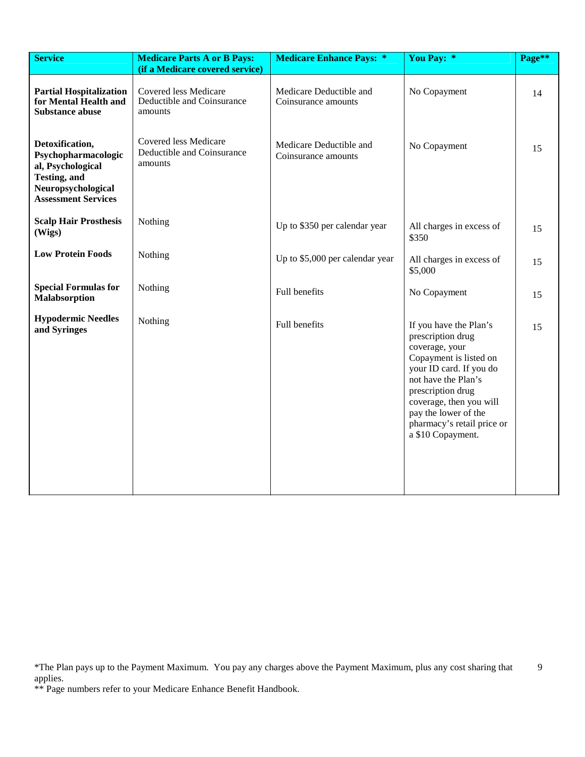| Service | Medicare Parts A or B Pays: (if a Medicare covered service) | Medicare Enhance Pays: * | You Pay: * | Page** |
|---|---|---|---|---|
| **Partial Hospitalization for Mental Health and Substance abuse** | Covered less Medicare Deductible and Coinsurance amounts | Medicare Deductible and Coinsurance amounts | No Copayment | 14 |
| **Detoxification, Psychopharmacological, Psychological Testing, and Neuropsychological Assessment Services** | Covered less Medicare Deductible and Coinsurance amounts | Medicare Deductible and Coinsurance amounts | No Copayment | 15 |
| **Scalp Hair Prosthesis (Wigs)** | Nothing | Up to $350 per calendar year | All charges in excess of $350 | 15 |
| **Low Protein Foods** | Nothing | Up to $5,000 per calendar year | All charges in excess of $5,000 | 15 |
| **Special Formulas for Malabsorption** | Nothing | Full benefits | No Copayment | 15 |
| **Hypodermic Needles and Syringes** | Nothing | Full benefits | If you have the Plan's prescription drug coverage, your Copayment is listed on your ID card. If you do not have the Plan's prescription drug coverage, then you will pay the lower of the pharmacy's retail price or a $10 Copayment. | 15 |

*The Plan pays up to the Payment Maximum. You pay any charges above the Payment Maximum, plus any cost sharing that applies.
** Page numbers refer to your Medicare Enhance Benefit Handbook.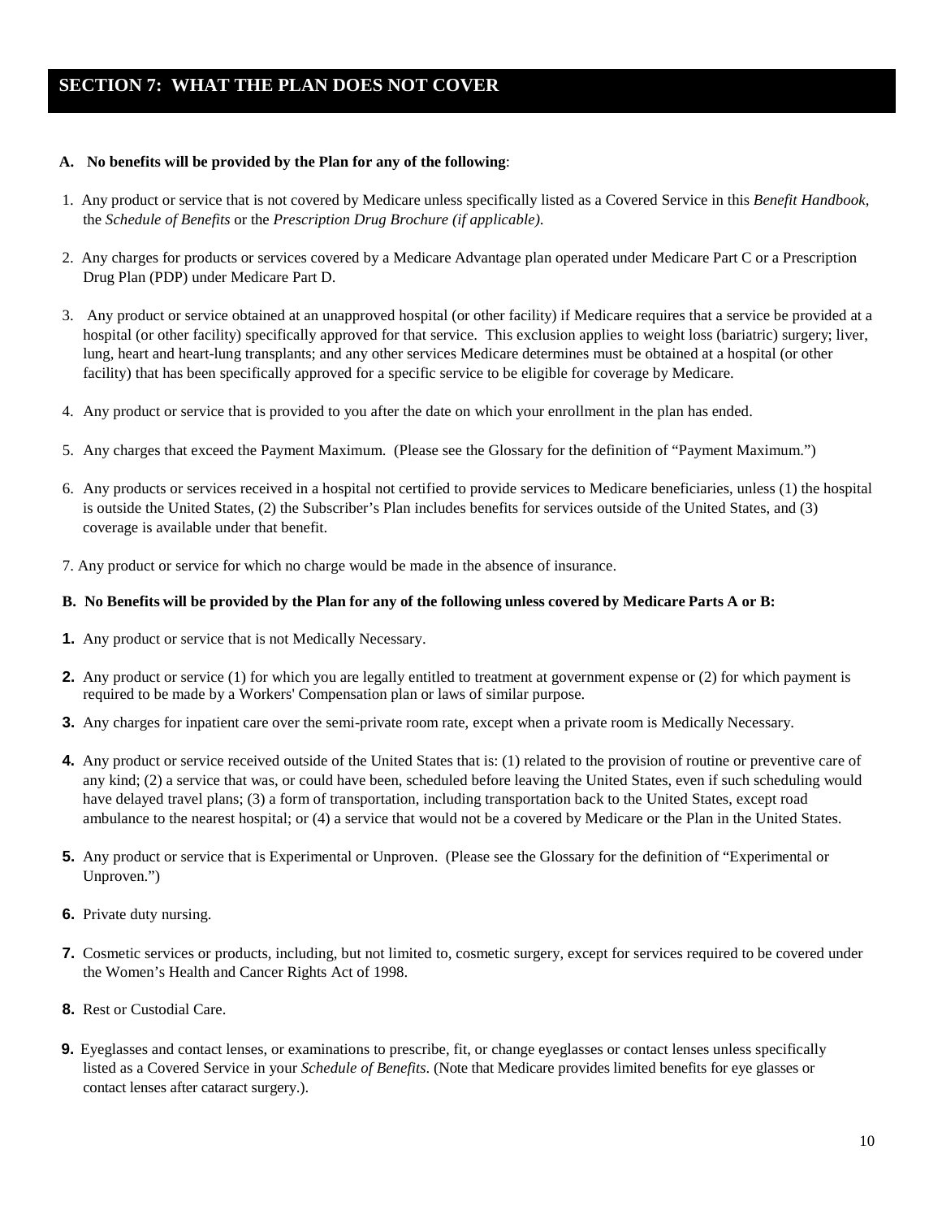## SECTION 7: WHAT THE PLAN DOES NOT COVER

**A. No benefits will be provided by the Plan for any of the following**:

1. Any product or service that is not covered by Medicare unless specifically listed as a Covered Service in this *Benefit Handbook*, the *Schedule of Benefits* or the *Prescription Drug Brochure (if applicable)*.

2. Any charges for products or services covered by a Medicare Advantage plan operated under Medicare Part C or a Prescription Drug Plan (PDP) under Medicare Part D.

3. Any product or service obtained at an unapproved hospital (or other facility) if Medicare requires that a service be provided at a hospital (or other facility) specifically approved for that service. This exclusion applies to weight loss (bariatric) surgery; liver, lung, heart and heart-lung transplants; and any other services Medicare determines must be obtained at a hospital (or other facility) that has been specifically approved for a specific service to be eligible for coverage by Medicare.

4. Any product or service that is provided to you after the date on which your enrollment in the plan has ended.

5. Any charges that exceed the Payment Maximum. (Please see the Glossary for the definition of "Payment Maximum.")

6. Any products or services received in a hospital not certified to provide services to Medicare beneficiaries, unless (1) the hospital is outside the United States, (2) the Subscriber's Plan includes benefits for services outside of the United States, and (3) coverage is available under that benefit.

7. Any product or service for which no charge would be made in the absence of insurance.

**B. No Benefits will be provided by the Plan for any of the following unless covered by Medicare Parts A or B:**

1. Any product or service that is not Medically Necessary.

2. Any product or service (1) for which you are legally entitled to treatment at government expense or (2) for which payment is required to be made by a Workers' Compensation plan or laws of similar purpose.

3. Any charges for inpatient care over the semi-private room rate, except when a private room is Medically Necessary.

4. Any product or service received outside of the United States that is: (1) related to the provision of routine or preventive care of any kind; (2) a service that was, or could have been, scheduled before leaving the United States, even if such scheduling would have delayed travel plans; (3) a form of transportation, including transportation back to the United States, except road ambulance to the nearest hospital; or (4) a service that would not be a covered by Medicare or the Plan in the United States.

5. Any product or service that is Experimental or Unproven. (Please see the Glossary for the definition of "Experimental or Unproven.")

6. Private duty nursing.

7. Cosmetic services or products, including, but not limited to, cosmetic surgery, except for services required to be covered under the Women's Health and Cancer Rights Act of 1998.

8. Rest or Custodial Care.

9. Eyeglasses and contact lenses, or examinations to prescribe, fit, or change eyeglasses or contact lenses unless specifically listed as a Covered Service in your *Schedule of Benefits*. (Note that Medicare provides limited benefits for eye glasses or contact lenses after cataract surgery.).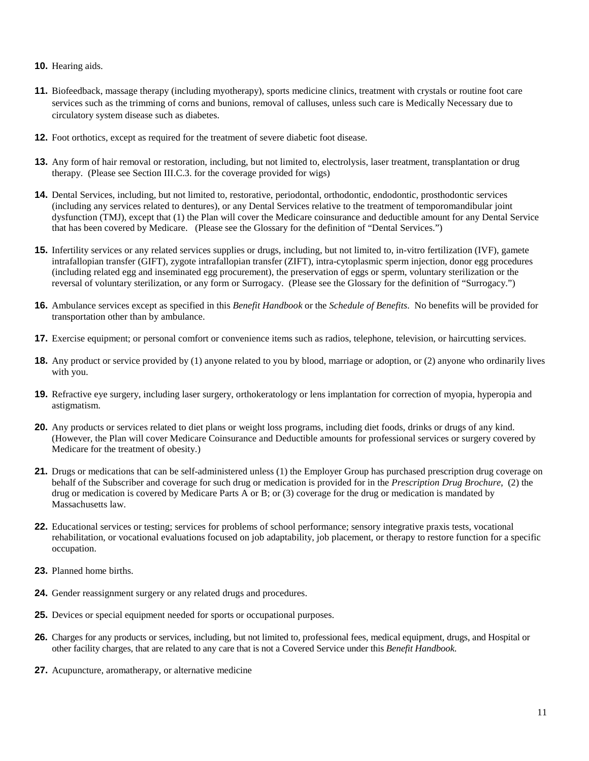**10.** Hearing aids.

**11.** Biofeedback, massage therapy (including myotherapy), sports medicine clinics, treatment with crystals or routine foot care services such as the trimming of corns and bunions, removal of calluses, unless such care is Medically Necessary due to circulatory system disease such as diabetes.

**12.** Foot orthotics, except as required for the treatment of severe diabetic foot disease.

**13.** Any form of hair removal or restoration, including, but not limited to, electrolysis, laser treatment, transplantation or drug therapy. (Please see Section III.C.3. for the coverage provided for wigs)

**14.** Dental Services, including, but not limited to, restorative, periodontal, orthodontic, endodontic, prosthodontic services (including any services related to dentures), or any Dental Services relative to the treatment of temporomandibular joint dysfunction (TMJ), except that (1) the Plan will cover the Medicare coinsurance and deductible amount for any Dental Service that has been covered by Medicare. (Please see the Glossary for the definition of "Dental Services.")

**15.** Infertility services or any related services supplies or drugs, including, but not limited to, in-vitro fertilization (IVF), gamete intrafallopian transfer (GIFT), zygote intrafallopian transfer (ZIFT), intra-cytoplasmic sperm injection, donor egg procedures (including related egg and inseminated egg procurement), the preservation of eggs or sperm, voluntary sterilization or the reversal of voluntary sterilization, or any form or Surrogacy. (Please see the Glossary for the definition of "Surrogacy.")

**16.** Ambulance services except as specified in this *Benefit Handbook* or the *Schedule of Benefits*. No benefits will be provided for transportation other than by ambulance.

**17.** Exercise equipment; or personal comfort or convenience items such as radios, telephone, television, or haircutting services.

**18.** Any product or service provided by (1) anyone related to you by blood, marriage or adoption, or (2) anyone who ordinarily lives with you.

**19.** Refractive eye surgery, including laser surgery, orthokeratology or lens implantation for correction of myopia, hyperopia and astigmatism.

**20.** Any products or services related to diet plans or weight loss programs, including diet foods, drinks or drugs of any kind. (However, the Plan will cover Medicare Coinsurance and Deductible amounts for professional services or surgery covered by Medicare for the treatment of obesity.)

**21.** Drugs or medications that can be self-administered unless (1) the Employer Group has purchased prescription drug coverage on behalf of the Subscriber and coverage for such drug or medication is provided for in the *Prescription Drug Brochure*, (2) the drug or medication is covered by Medicare Parts A or B; or (3) coverage for the drug or medication is mandated by Massachusetts law.

**22.** Educational services or testing; services for problems of school performance; sensory integrative praxis tests, vocational rehabilitation, or vocational evaluations focused on job adaptability, job placement, or therapy to restore function for a specific occupation.

**23.** Planned home births.

**24.** Gender reassignment surgery or any related drugs and procedures.

**25.** Devices or special equipment needed for sports or occupational purposes.

**26.** Charges for any products or services, including, but not limited to, professional fees, medical equipment, drugs, and Hospital or other facility charges, that are related to any care that is not a Covered Service under this *Benefit Handbook.*

**27.** Acupuncture, aromatherapy, or alternative medicine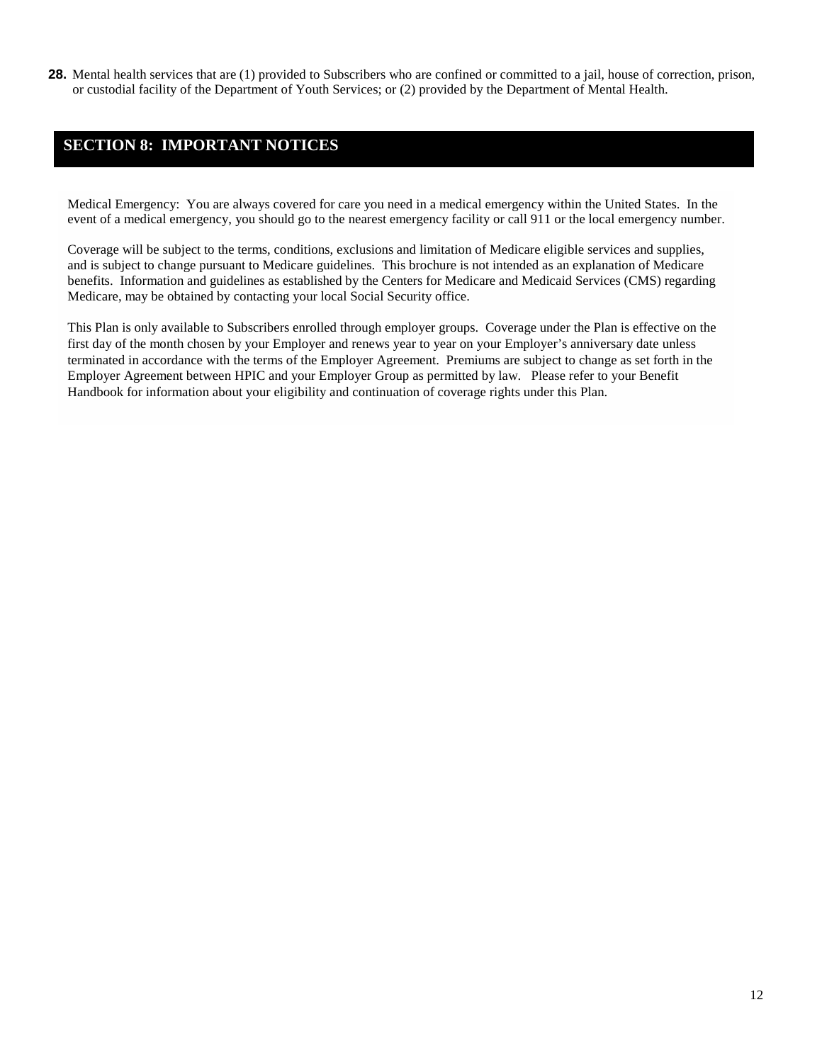**28.** Mental health services that are (1) provided to Subscribers who are confined or committed to a jail, house of correction, prison, or custodial facility of the Department of Youth Services; or (2) provided by the Department of Mental Health.

## SECTION 8: IMPORTANT NOTICES

Medical Emergency: You are always covered for care you need in a medical emergency within the United States. In the event of a medical emergency, you should go to the nearest emergency facility or call 911 or the local emergency number.

Coverage will be subject to the terms, conditions, exclusions and limitation of Medicare eligible services and supplies, and is subject to change pursuant to Medicare guidelines. This brochure is not intended as an explanation of Medicare benefits. Information and guidelines as established by the Centers for Medicare and Medicaid Services (CMS) regarding Medicare, may be obtained by contacting your local Social Security office.

This Plan is only available to Subscribers enrolled through employer groups. Coverage under the Plan is effective on the first day of the month chosen by your Employer and renews year to year on your Employer's anniversary date unless terminated in accordance with the terms of the Employer Agreement. Premiums are subject to change as set forth in the Employer Agreement between HPIC and your Employer Group as permitted by law. Please refer to your Benefit Handbook for information about your eligibility and continuation of coverage rights under this Plan.